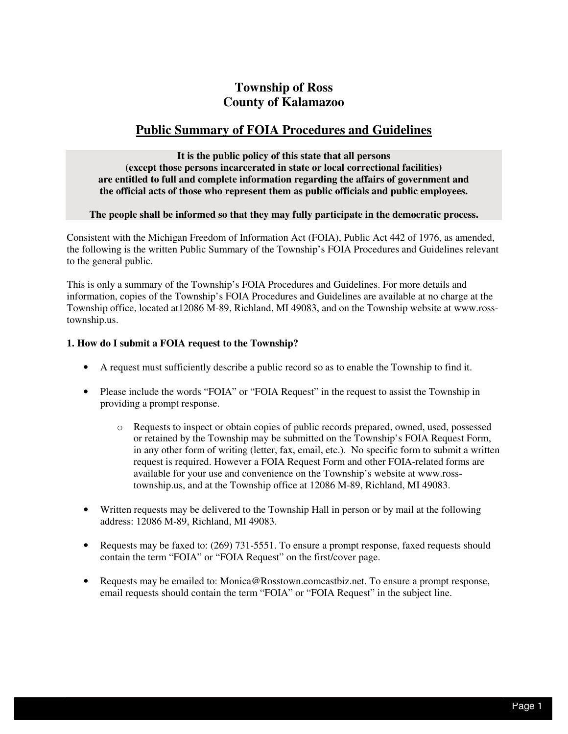# Township of Ross
# County of Kalamazoo

## Public Summary of FOIA Procedures and Guidelines

**It is the public policy of this state that all persons (except those persons incarcerated in state or local correctional facilities) are entitled to full and complete information regarding the affairs of government and the official acts of those who represent them as public officials and public employees.**

**The people shall be informed so that they may fully participate in the democratic process.**

Consistent with the Michigan Freedom of Information Act (FOIA), Public Act 442 of 1976, as amended, the following is the written Public Summary of the Township's FOIA Procedures and Guidelines relevant to the general public.

This is only a summary of the Township's FOIA Procedures and Guidelines. For more details and information, copies of the Township's FOIA Procedures and Guidelines are available at no charge at the Township office, located at12086 M-89, Richland, MI 49083, and on the Township website at www.ross-township.us.

### 1. How do I submit a FOIA request to the Township?

- A request must sufficiently describe a public record so as to enable the Township to find it.
- Please include the words "FOIA" or "FOIA Request" in the request to assist the Township in providing a prompt response.
  - Requests to inspect or obtain copies of public records prepared, owned, used, possessed or retained by the Township may be submitted on the Township's FOIA Request Form, in any other form of writing (letter, fax, email, etc.). No specific form to submit a written request is required. However a FOIA Request Form and other FOIA-related forms are available for your use and convenience on the Township's website at www.ross-township.us, and at the Township office at 12086 M-89, Richland, MI 49083.
- Written requests may be delivered to the Township Hall in person or by mail at the following address: 12086 M-89, Richland, MI 49083.
- Requests may be faxed to: (269) 731-5551. To ensure a prompt response, faxed requests should contain the term "FOIA" or "FOIA Request" on the first/cover page.
- Requests may be emailed to: Monica@Rosstown.comcastbiz.net. To ensure a prompt response, email requests should contain the term "FOIA" or "FOIA Request" in the subject line.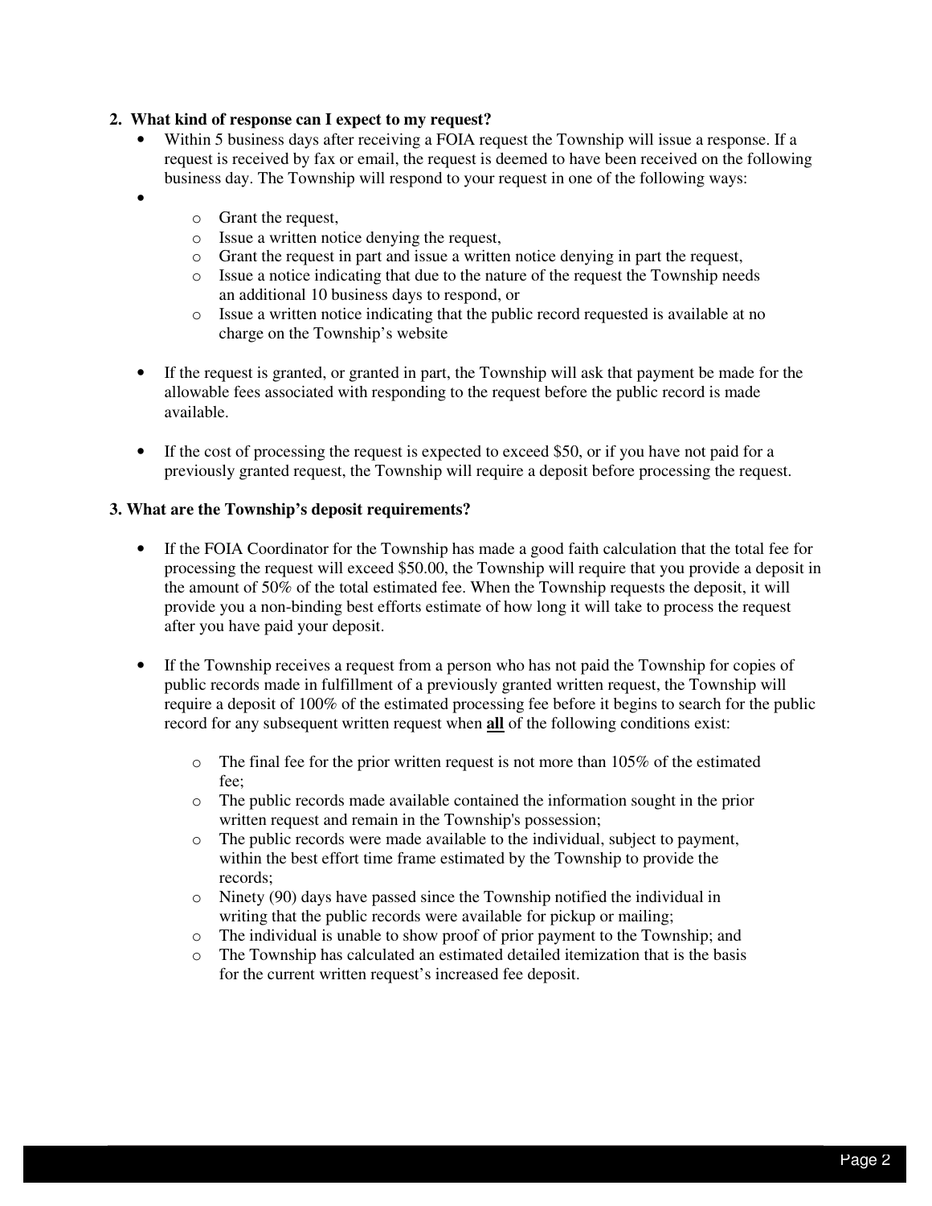**2. What kind of response can I expect to my request?**

- Within 5 business days after receiving a FOIA request the Township will issue a response. If a request is received by fax or email, the request is deemed to have been received on the following business day. The Township will respond to your request in one of the following ways:
  - Grant the request,
  - Issue a written notice denying the request,
  - Grant the request in part and issue a written notice denying in part the request,
  - Issue a notice indicating that due to the nature of the request the Township needs an additional 10 business days to respond, or
  - Issue a written notice indicating that the public record requested is available at no charge on the Township's website

- If the request is granted, or granted in part, the Township will ask that payment be made for the allowable fees associated with responding to the request before the public record is made available.

- If the cost of processing the request is expected to exceed $50, or if you have not paid for a previously granted request, the Township will require a deposit before processing the request.

**3. What are the Township's deposit requirements?**

- If the FOIA Coordinator for the Township has made a good faith calculation that the total fee for processing the request will exceed $50.00, the Township will require that you provide a deposit in the amount of 50% of the total estimated fee. When the Township requests the deposit, it will provide you a non-binding best efforts estimate of how long it will take to process the request after you have paid your deposit.

- If the Township receives a request from a person who has not paid the Township for copies of public records made in fulfillment of a previously granted written request, the Township will require a deposit of 100% of the estimated processing fee before it begins to search for the public record for any subsequent written request when **all** of the following conditions exist:
  - The final fee for the prior written request is not more than 105% of the estimated fee;
  - The public records made available contained the information sought in the prior written request and remain in the Township's possession;
  - The public records were made available to the individual, subject to payment, within the best effort time frame estimated by the Township to provide the records;
  - Ninety (90) days have passed since the Township notified the individual in writing that the public records were available for pickup or mailing;
  - The individual is unable to show proof of prior payment to the Township; and
  - The Township has calculated an estimated detailed itemization that is the basis for the current written request's increased fee deposit.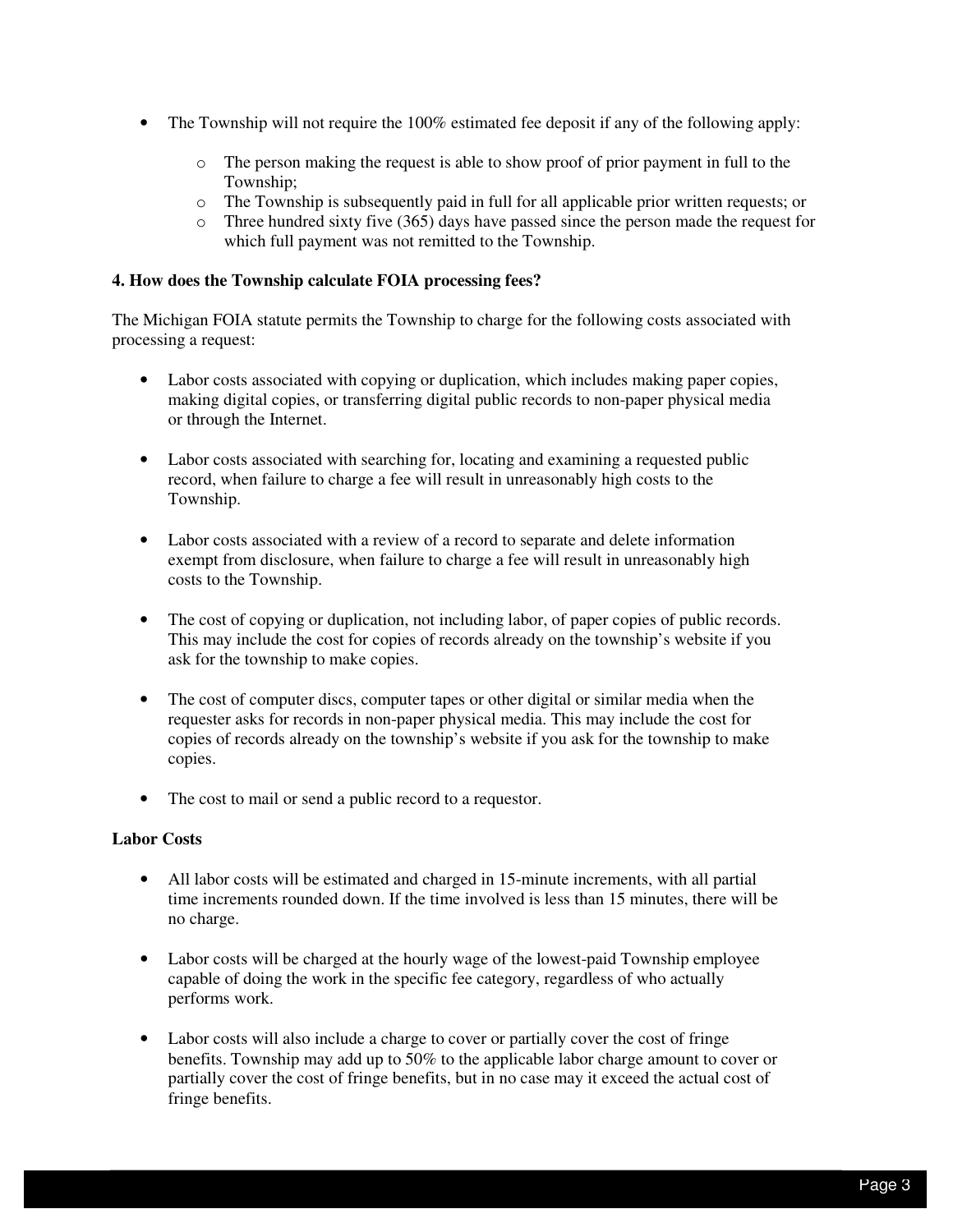- The Township will not require the 100% estimated fee deposit if any of the following apply:
  - The person making the request is able to show proof of prior payment in full to the Township;
  - The Township is subsequently paid in full for all applicable prior written requests; or
  - Three hundred sixty five (365) days have passed since the person made the request for which full payment was not remitted to the Township.

**4. How does the Township calculate FOIA processing fees?**

The Michigan FOIA statute permits the Township to charge for the following costs associated with processing a request:

- Labor costs associated with copying or duplication, which includes making paper copies, making digital copies, or transferring digital public records to non-paper physical media or through the Internet.

- Labor costs associated with searching for, locating and examining a requested public record, when failure to charge a fee will result in unreasonably high costs to the Township.

- Labor costs associated with a review of a record to separate and delete information exempt from disclosure, when failure to charge a fee will result in unreasonably high costs to the Township.

- The cost of copying or duplication, not including labor, of paper copies of public records. This may include the cost for copies of records already on the township's website if you ask for the township to make copies.

- The cost of computer discs, computer tapes or other digital or similar media when the requester asks for records in non-paper physical media. This may include the cost for copies of records already on the township's website if you ask for the township to make copies.

- The cost to mail or send a public record to a requestor.

**Labor Costs**

- All labor costs will be estimated and charged in 15-minute increments, with all partial time increments rounded down. If the time involved is less than 15 minutes, there will be no charge.

- Labor costs will be charged at the hourly wage of the lowest-paid Township employee capable of doing the work in the specific fee category, regardless of who actually performs work.

- Labor costs will also include a charge to cover or partially cover the cost of fringe benefits. Township may add up to 50% to the applicable labor charge amount to cover or partially cover the cost of fringe benefits, but in no case may it exceed the actual cost of fringe benefits.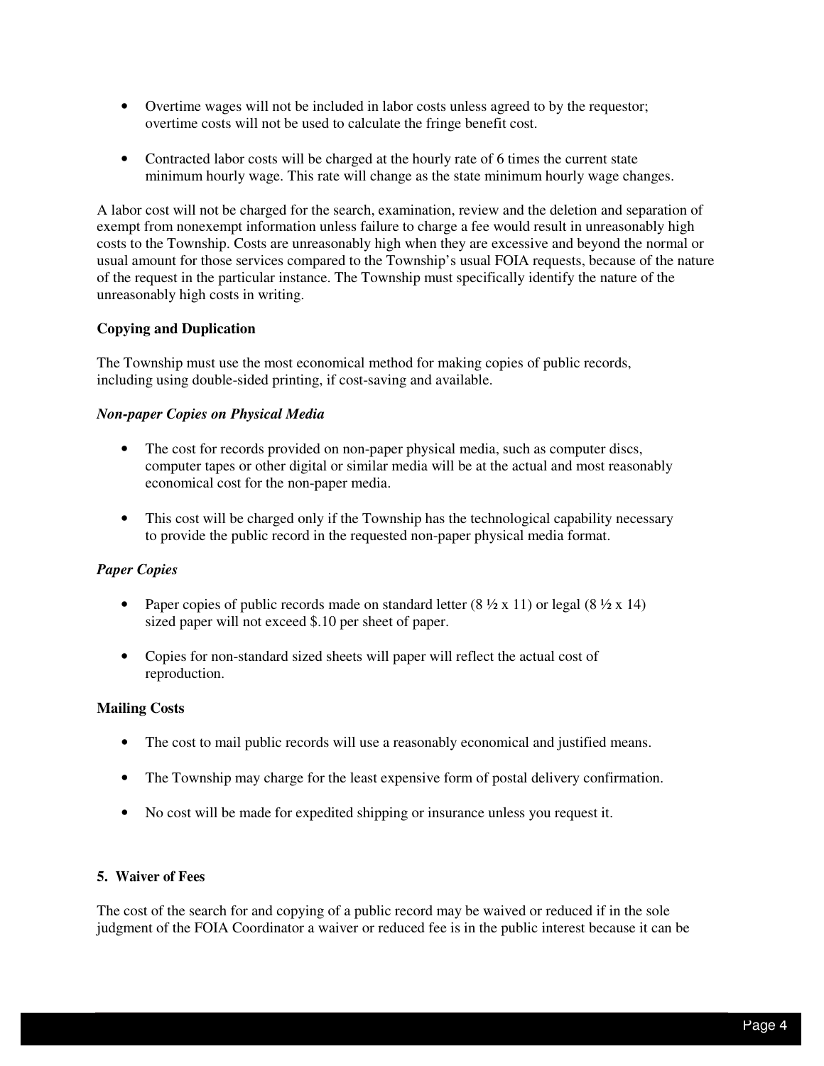- Overtime wages will not be included in labor costs unless agreed to by the requestor; overtime costs will not be used to calculate the fringe benefit cost.

- Contracted labor costs will be charged at the hourly rate of 6 times the current state minimum hourly wage. This rate will change as the state minimum hourly wage changes.

A labor cost will not be charged for the search, examination, review and the deletion and separation of exempt from nonexempt information unless failure to charge a fee would result in unreasonably high costs to the Township. Costs are unreasonably high when they are excessive and beyond the normal or usual amount for those services compared to the Township's usual FOIA requests, because of the nature of the request in the particular instance. The Township must specifically identify the nature of the unreasonably high costs in writing.

**Copying and Duplication**

The Township must use the most economical method for making copies of public records, including using double-sided printing, if cost-saving and available.

***Non-paper Copies on Physical Media***

- The cost for records provided on non-paper physical media, such as computer discs, computer tapes or other digital or similar media will be at the actual and most reasonably economical cost for the non-paper media.

- This cost will be charged only if the Township has the technological capability necessary to provide the public record in the requested non-paper physical media format.

***Paper Copies***

- Paper copies of public records made on standard letter (8 ½ x 11) or legal (8 ½ x 14) sized paper will not exceed $.10 per sheet of paper.

- Copies for non-standard sized sheets will paper will reflect the actual cost of reproduction.

**Mailing Costs**

- The cost to mail public records will use a reasonably economical and justified means.

- The Township may charge for the least expensive form of postal delivery confirmation.

- No cost will be made for expedited shipping or insurance unless you request it.

**5. Waiver of Fees**

The cost of the search for and copying of a public record may be waived or reduced if in the sole judgment of the FOIA Coordinator a waiver or reduced fee is in the public interest because it can be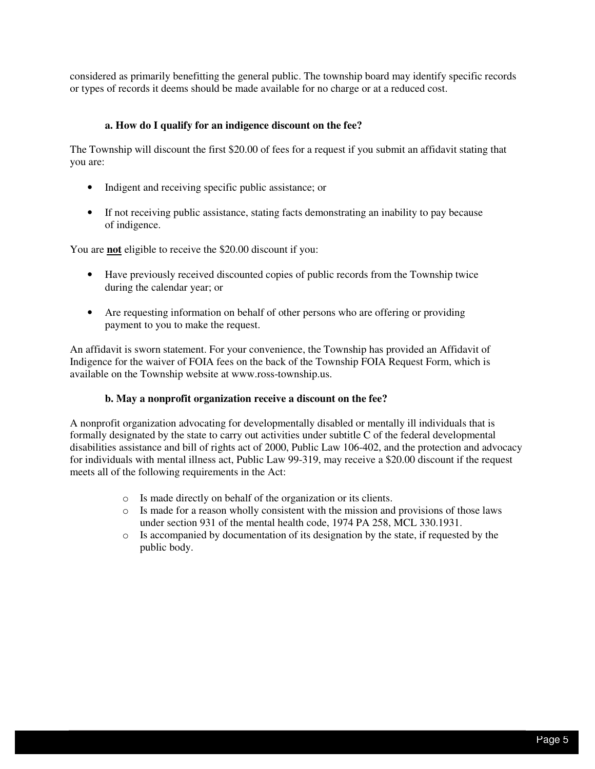considered as primarily benefitting the general public. The township board may identify specific records or types of records it deems should be made available for no charge or at a reduced cost.

### a. How do I qualify for an indigence discount on the fee?

The Township will discount the first $20.00 of fees for a request if you submit an affidavit stating that you are:

- Indigent and receiving specific public assistance; or
- If not receiving public assistance, stating facts demonstrating an inability to pay because of indigence.

You are **not** eligible to receive the $20.00 discount if you:

- Have previously received discounted copies of public records from the Township twice during the calendar year; or
- Are requesting information on behalf of other persons who are offering or providing payment to you to make the request.

An affidavit is sworn statement. For your convenience, the Township has provided an Affidavit of Indigence for the waiver of FOIA fees on the back of the Township FOIA Request Form, which is available on the Township website at www.ross-township.us.

### b. May a nonprofit organization receive a discount on the fee?

A nonprofit organization advocating for developmentally disabled or mentally ill individuals that is formally designated by the state to carry out activities under subtitle C of the federal developmental disabilities assistance and bill of rights act of 2000, Public Law 106-402, and the protection and advocacy for individuals with mental illness act, Public Law 99-319, may receive a $20.00 discount if the request meets all of the following requirements in the Act:

- Is made directly on behalf of the organization or its clients.
- Is made for a reason wholly consistent with the mission and provisions of those laws under section 931 of the mental health code, 1974 PA 258, MCL 330.1931.
- Is accompanied by documentation of its designation by the state, if requested by the public body.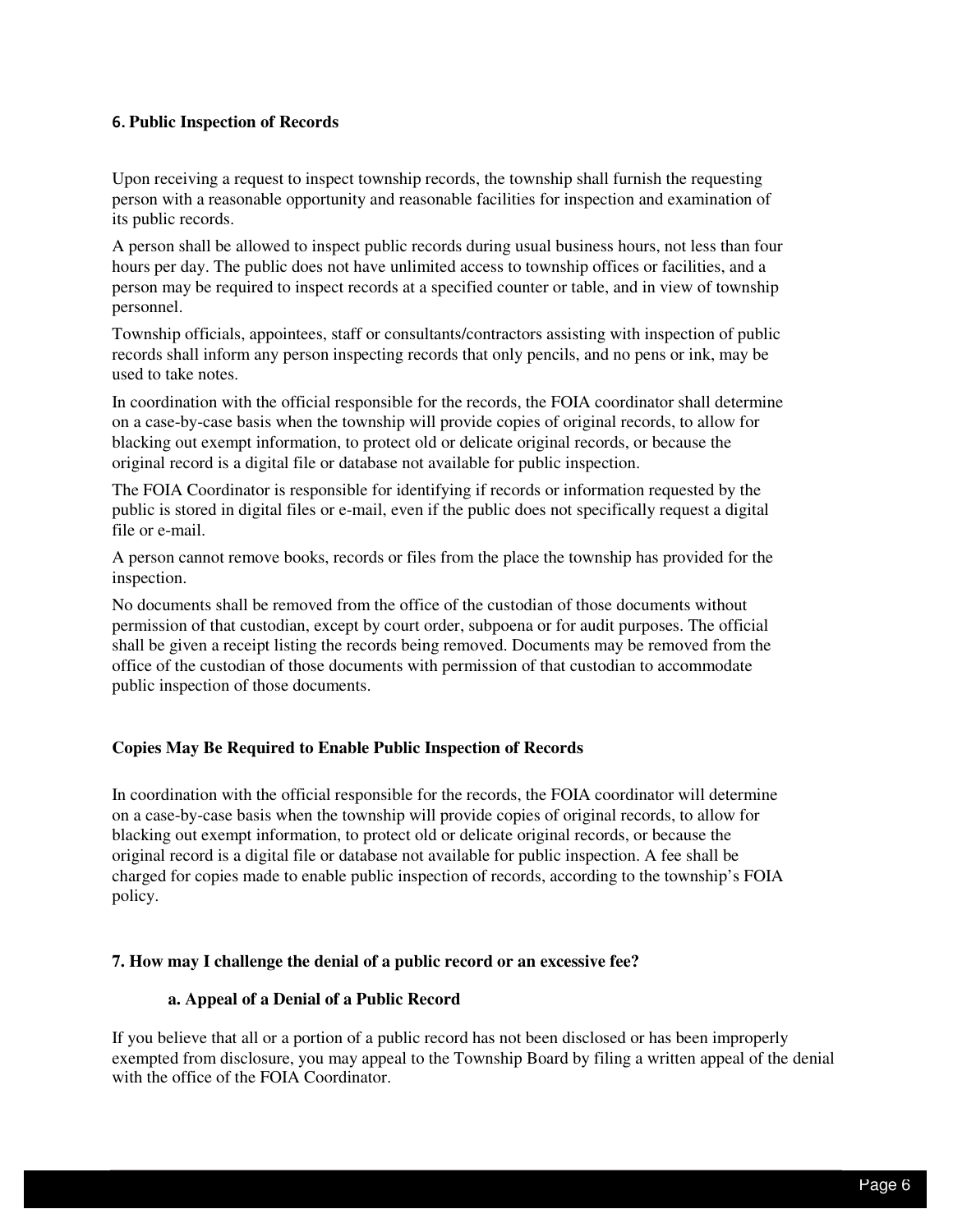### 6. Public Inspection of Records

Upon receiving a request to inspect township records, the township shall furnish the requesting person with a reasonable opportunity and reasonable facilities for inspection and examination of its public records.

A person shall be allowed to inspect public records during usual business hours, not less than four hours per day. The public does not have unlimited access to township offices or facilities, and a person may be required to inspect records at a specified counter or table, and in view of township personnel.

Township officials, appointees, staff or consultants/contractors assisting with inspection of public records shall inform any person inspecting records that only pencils, and no pens or ink, may be used to take notes.

In coordination with the official responsible for the records, the FOIA coordinator shall determine on a case-by-case basis when the township will provide copies of original records, to allow for blacking out exempt information, to protect old or delicate original records, or because the original record is a digital file or database not available for public inspection.

The FOIA Coordinator is responsible for identifying if records or information requested by the public is stored in digital files or e-mail, even if the public does not specifically request a digital file or e-mail.

A person cannot remove books, records or files from the place the township has provided for the inspection.

No documents shall be removed from the office of the custodian of those documents without permission of that custodian, except by court order, subpoena or for audit purposes. The official shall be given a receipt listing the records being removed. Documents may be removed from the office of the custodian of those documents with permission of that custodian to accommodate public inspection of those documents.

### Copies May Be Required to Enable Public Inspection of Records

In coordination with the official responsible for the records, the FOIA coordinator will determine on a case-by-case basis when the township will provide copies of original records, to allow for blacking out exempt information, to protect old or delicate original records, or because the original record is a digital file or database not available for public inspection. A fee shall be charged for copies made to enable public inspection of records, according to the township's FOIA policy.

### 7. How may I challenge the denial of a public record or an excessive fee?

#### a. Appeal of a Denial of a Public Record

If you believe that all or a portion of a public record has not been disclosed or has been improperly exempted from disclosure, you may appeal to the Township Board by filing a written appeal of the denial with the office of the FOIA Coordinator.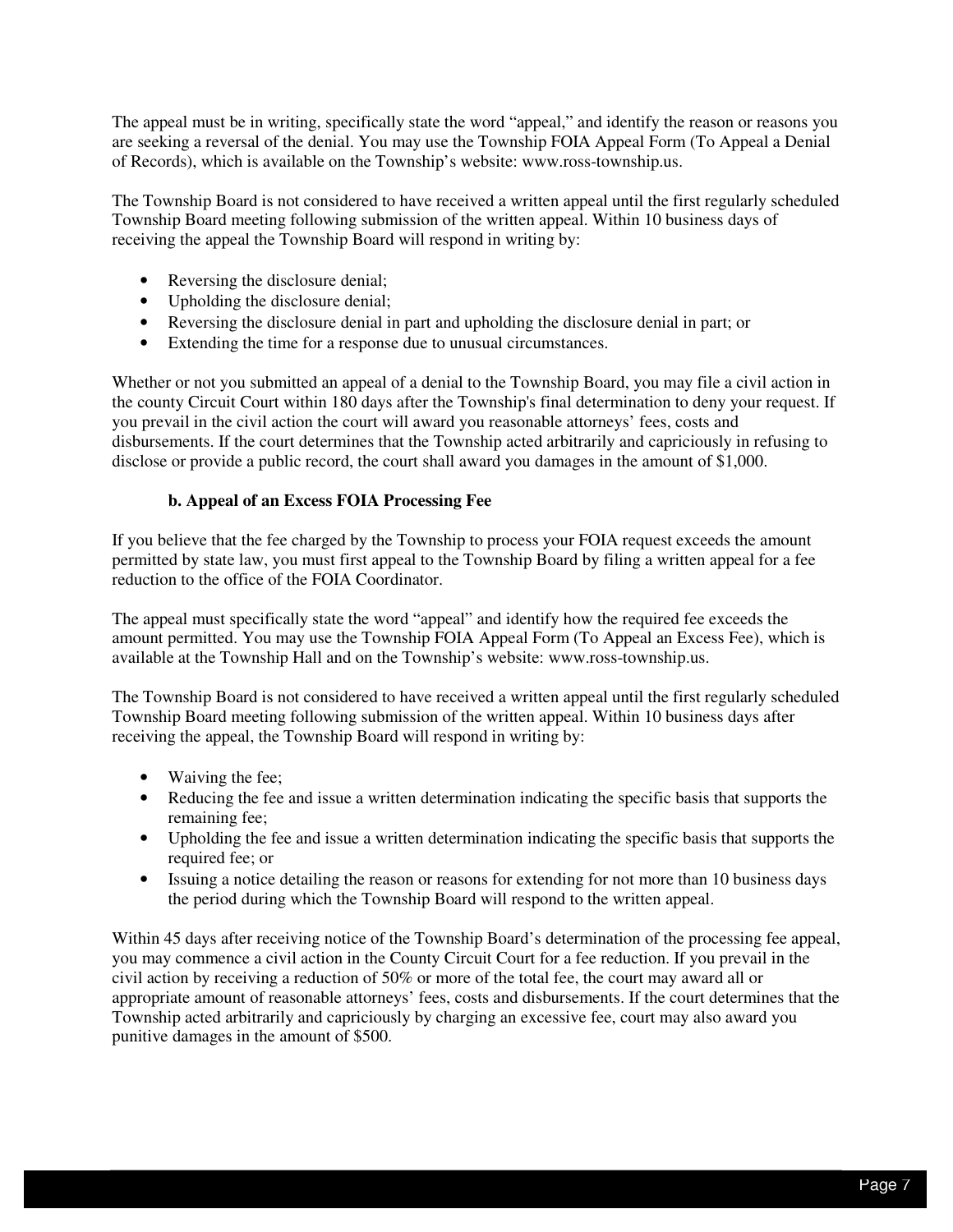The appeal must be in writing, specifically state the word "appeal," and identify the reason or reasons you are seeking a reversal of the denial. You may use the Township FOIA Appeal Form (To Appeal a Denial of Records), which is available on the Township's website: www.ross-township.us.

The Township Board is not considered to have received a written appeal until the first regularly scheduled Township Board meeting following submission of the written appeal. Within 10 business days of receiving the appeal the Township Board will respond in writing by:

- Reversing the disclosure denial;
- Upholding the disclosure denial;
- Reversing the disclosure denial in part and upholding the disclosure denial in part; or
- Extending the time for a response due to unusual circumstances.

Whether or not you submitted an appeal of a denial to the Township Board, you may file a civil action in the county Circuit Court within 180 days after the Township's final determination to deny your request. If you prevail in the civil action the court will award you reasonable attorneys' fees, costs and disbursements. If the court determines that the Township acted arbitrarily and capriciously in refusing to disclose or provide a public record, the court shall award you damages in the amount of $1,000.

**b. Appeal of an Excess FOIA Processing Fee**

If you believe that the fee charged by the Township to process your FOIA request exceeds the amount permitted by state law, you must first appeal to the Township Board by filing a written appeal for a fee reduction to the office of the FOIA Coordinator.

The appeal must specifically state the word "appeal" and identify how the required fee exceeds the amount permitted. You may use the Township FOIA Appeal Form (To Appeal an Excess Fee), which is available at the Township Hall and on the Township's website: www.ross-township.us.

The Township Board is not considered to have received a written appeal until the first regularly scheduled Township Board meeting following submission of the written appeal. Within 10 business days after receiving the appeal, the Township Board will respond in writing by:

- Waiving the fee;
- Reducing the fee and issue a written determination indicating the specific basis that supports the remaining fee;
- Upholding the fee and issue a written determination indicating the specific basis that supports the required fee; or
- Issuing a notice detailing the reason or reasons for extending for not more than 10 business days the period during which the Township Board will respond to the written appeal.

Within 45 days after receiving notice of the Township Board's determination of the processing fee appeal, you may commence a civil action in the County Circuit Court for a fee reduction. If you prevail in the civil action by receiving a reduction of 50% or more of the total fee, the court may award all or appropriate amount of reasonable attorneys' fees, costs and disbursements. If the court determines that the Township acted arbitrarily and capriciously by charging an excessive fee, court may also award you punitive damages in the amount of $500.